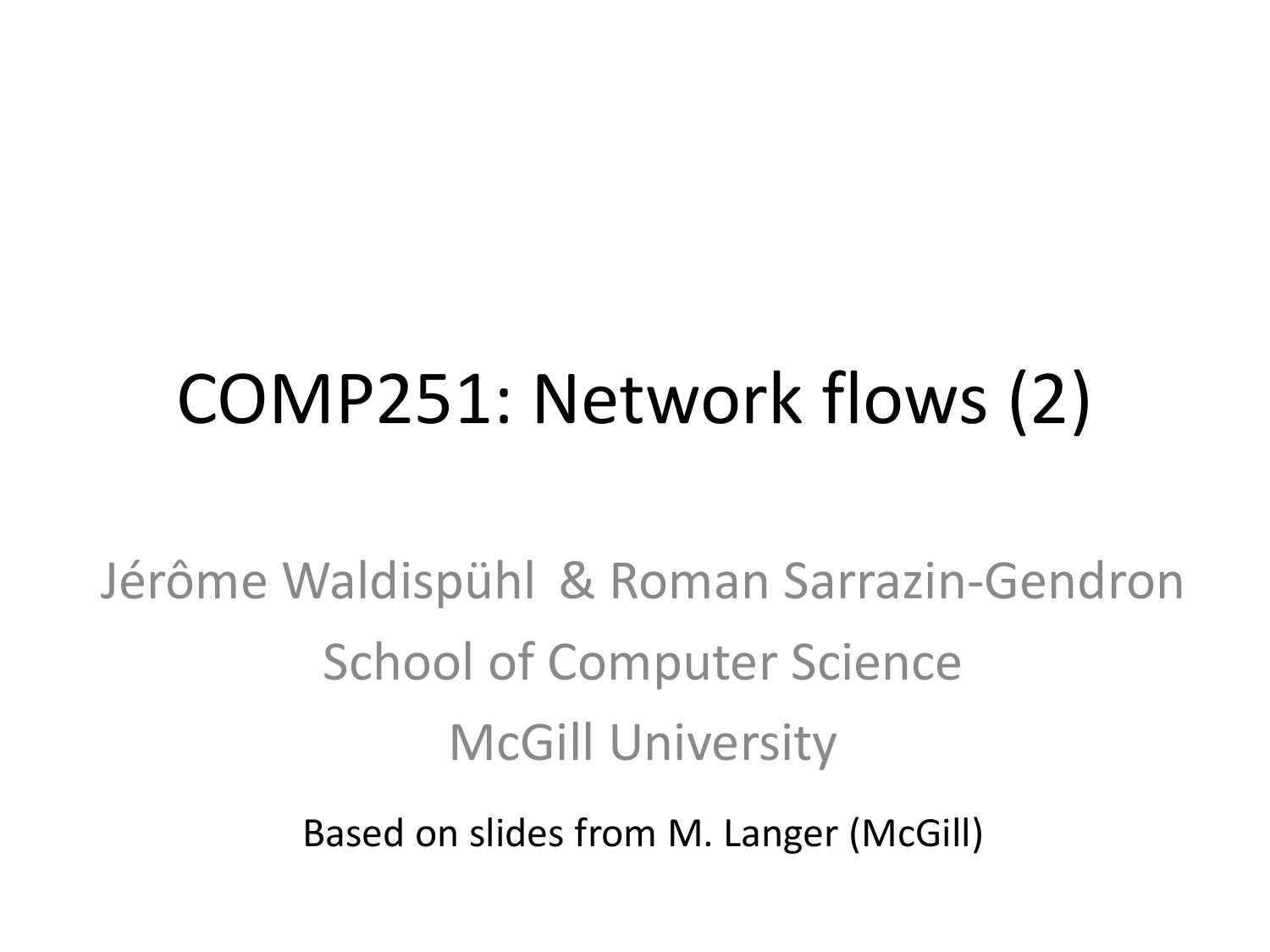# COMP251: Network flows (2)

Jérôme Waldispühl & Roman Sarrazin-Gendron

School of Computer Science

McGill University

Based on slides from M. Langer (McGill)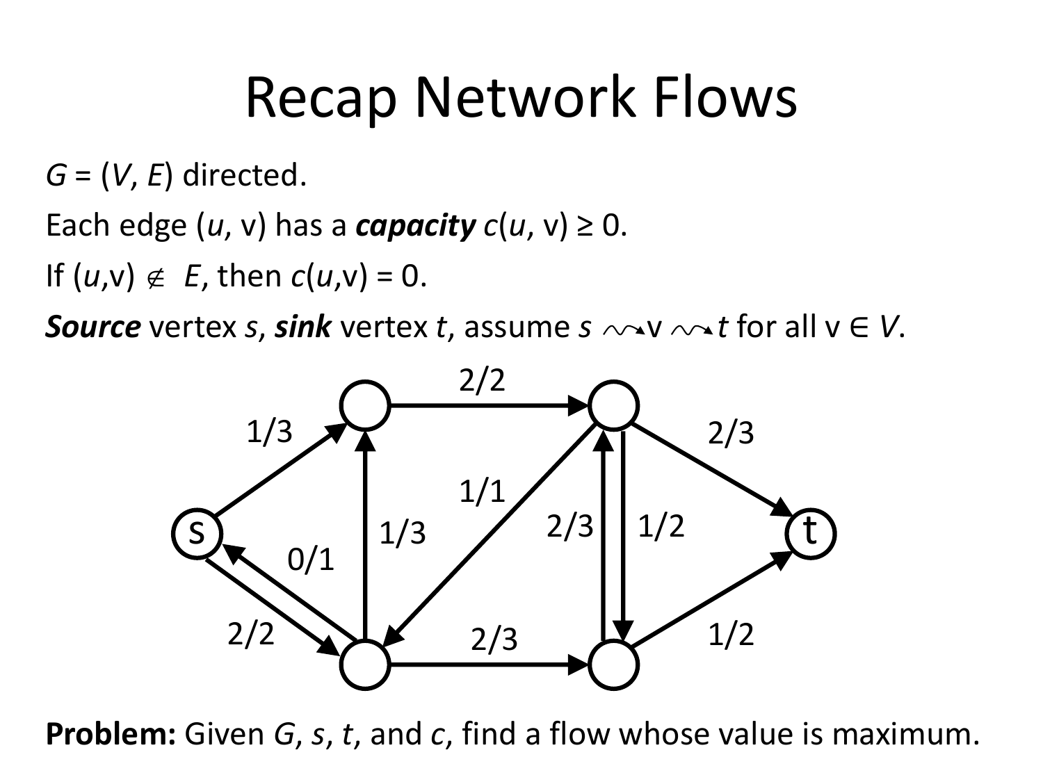# Recap Network Flows

$G = (V, E)$ directed.

Each edge $(u, v)$ has a ***capacity*** $c(u, v) \geq 0$.

If $(u,v) \notin E$, then $c(u,v) = 0$.

***Source*** vertex $s$, ***sink*** vertex $t$, assume $s \rightsquigarrow v \rightsquigarrow t$ for all $v \in V$.

**Problem:** Given $G$, $s$, $t$, and $c$, find a flow whose value is maximum.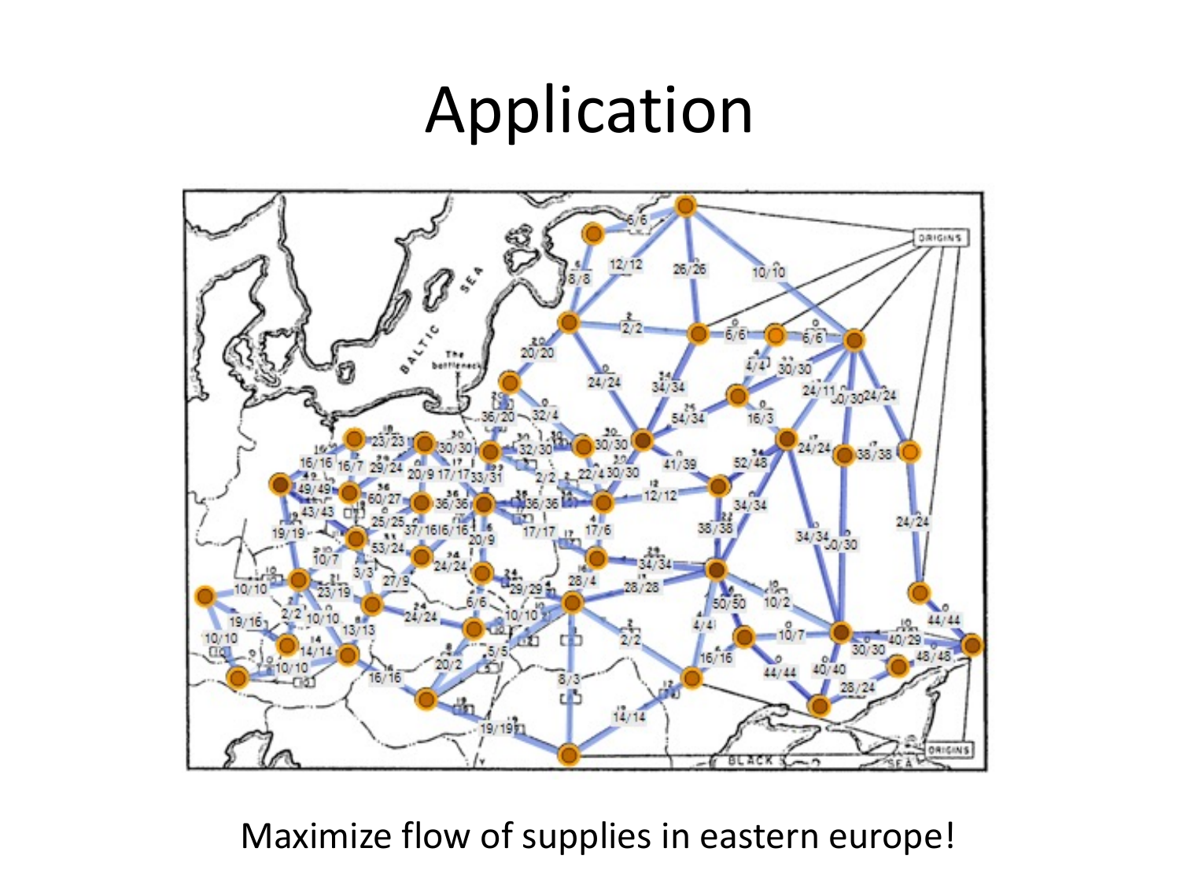# Application

Maximize flow of supplies in eastern europe!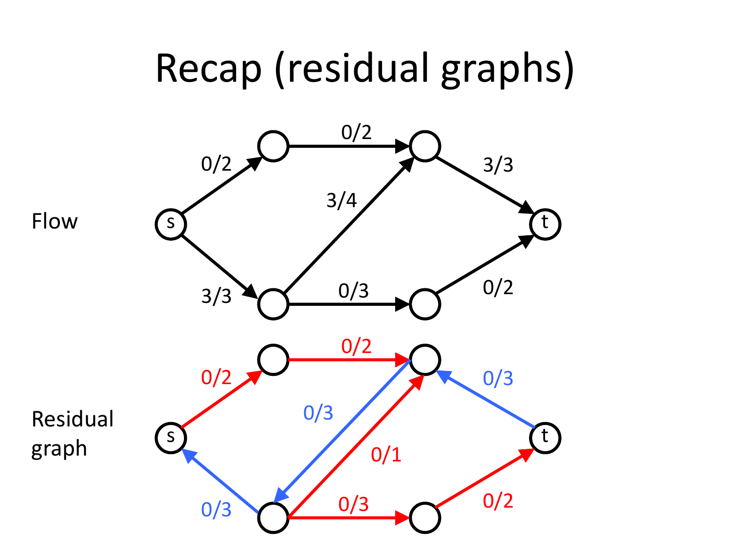# Recap (residual graphs)

Flow

Residual graph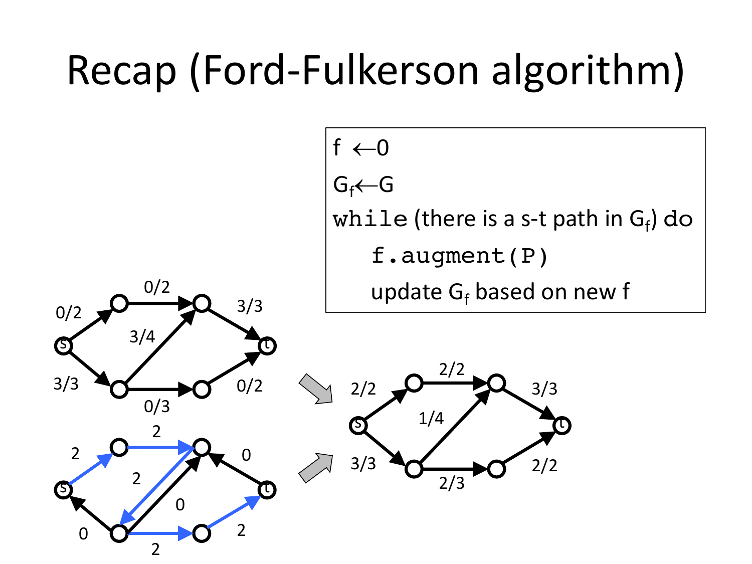# Recap (Ford-Fulkerson algorithm)

```
f ←0
Gf←G
while (there is a s-t path in Gf) do
    f.augment(P)
    update Gf based on new f
```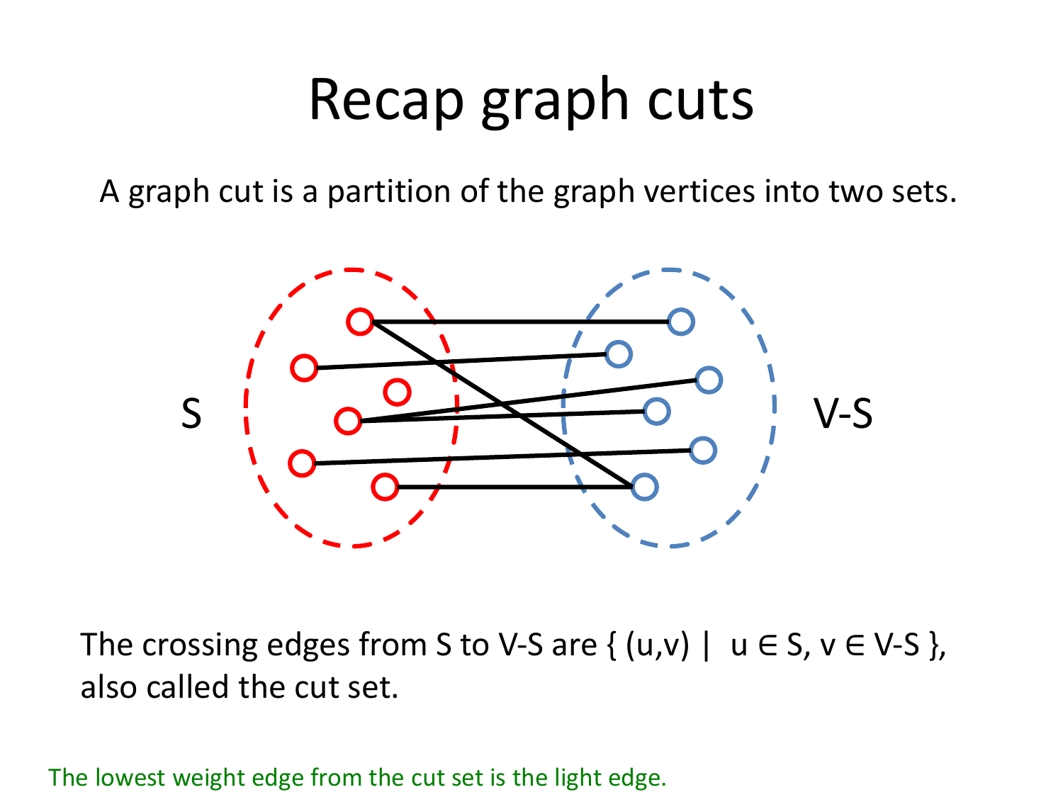# Recap graph cuts

A graph cut is a partition of the graph vertices into two sets.

The crossing edges from S to V-S are { (u,v) | u ∈ S, v ∈ V-S }, also called the cut set.

The lowest weight edge from the cut set is the light edge.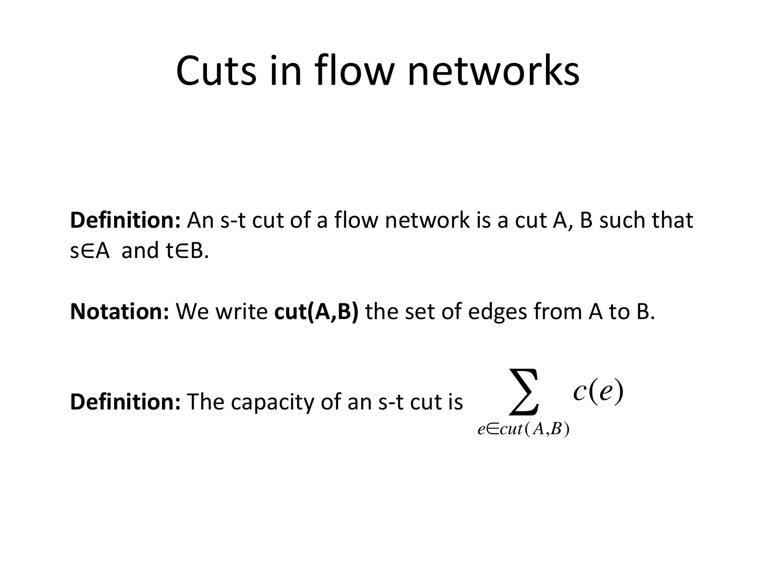# Cuts in flow networks

**Definition:** An s-t cut of a flow network is a cut A, B such that $s \in A$ and $t \in B$.

**Notation:** We write **cut(A,B)** the set of edges from A to B.

**Definition:** The capacity of an s-t cut is $\displaystyle\sum_{e \in cut(A,B)} c(e)$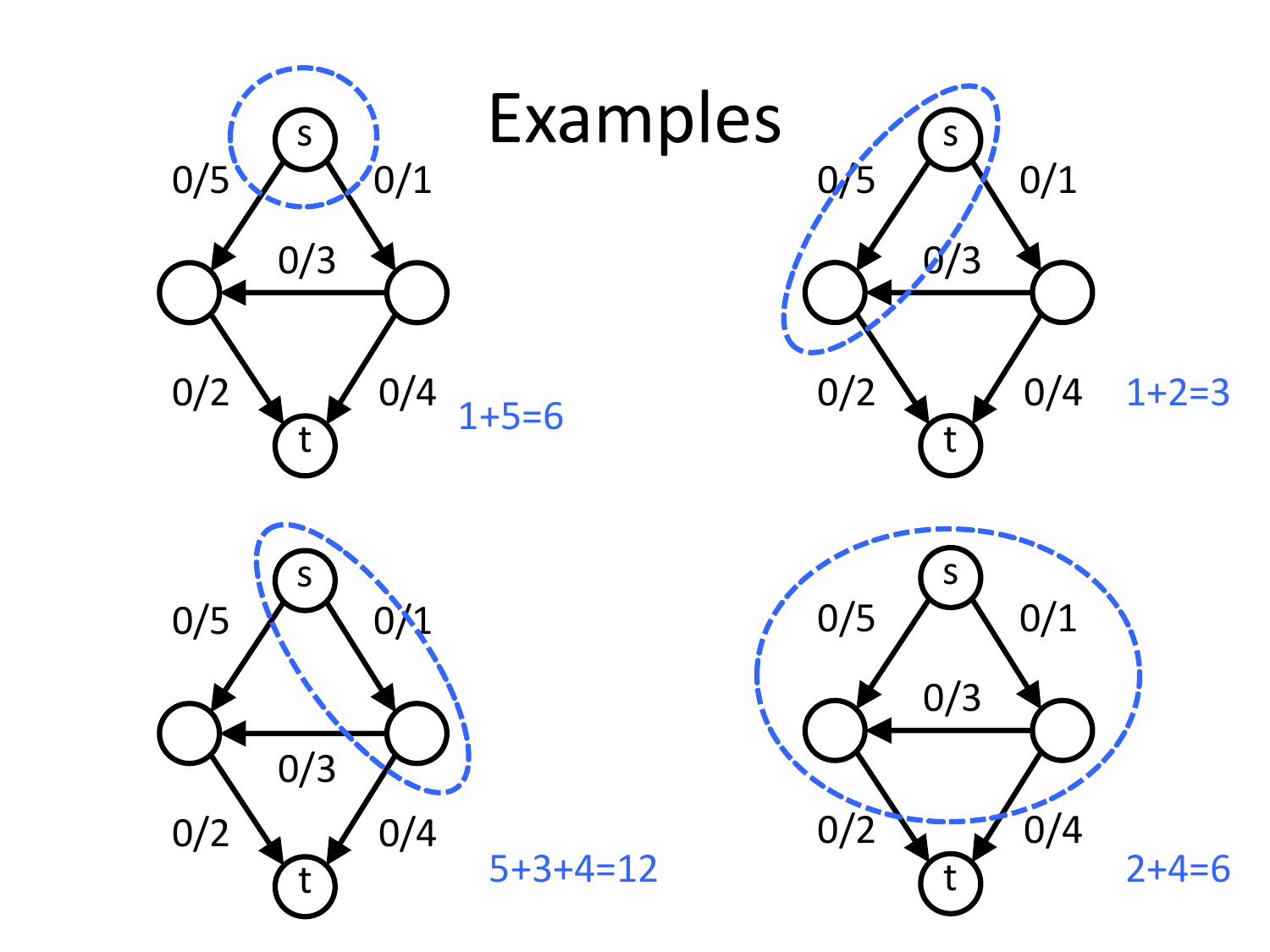# Examples

0/5, 0/1, 0/3, 0/2, 0/4 — cut around s: 1+5=6

0/5, 0/1, 0/3, 0/2, 0/4 — cut around s and left node: 1+2=3

0/5, 0/1, 0/3, 0/2, 0/4 — cut around s and right node: 5+3+4=12

0/5, 0/1, 0/3, 0/2, 0/4 — cut around s, left node, and right node: 2+4=6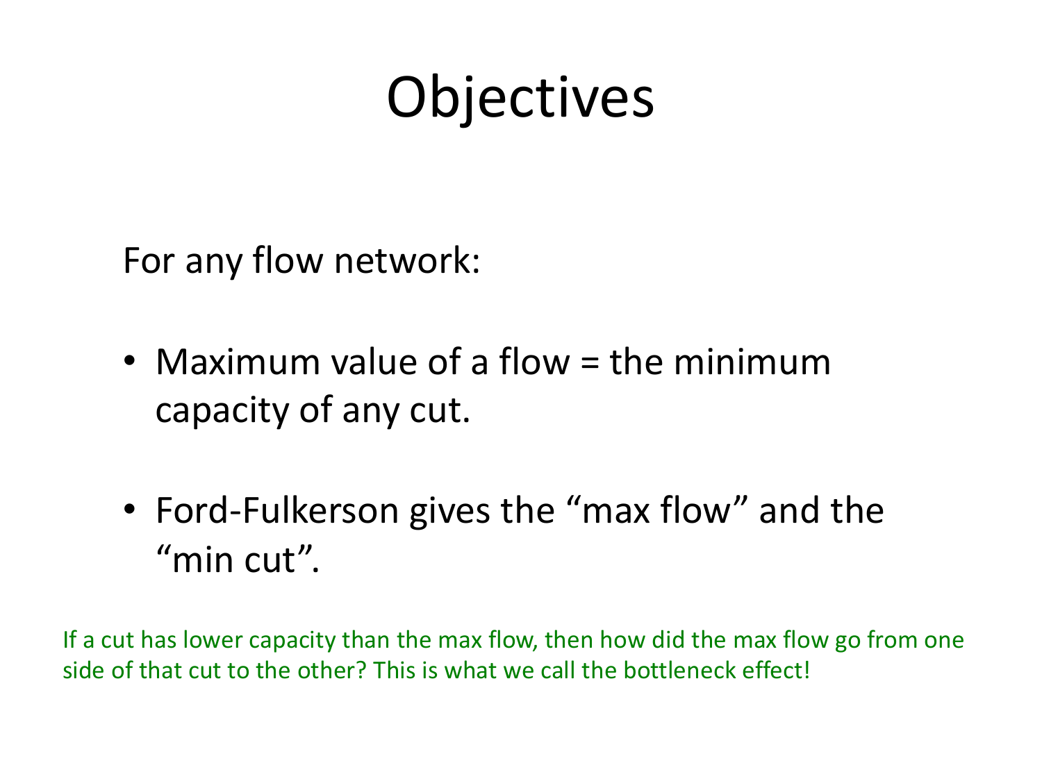# Objectives

For any flow network:

- Maximum value of a flow = the minimum capacity of any cut.
- Ford-Fulkerson gives the "max flow" and the "min cut".

If a cut has lower capacity than the max flow, then how did the max flow go from one side of that cut to the other? This is what we call the bottleneck effect!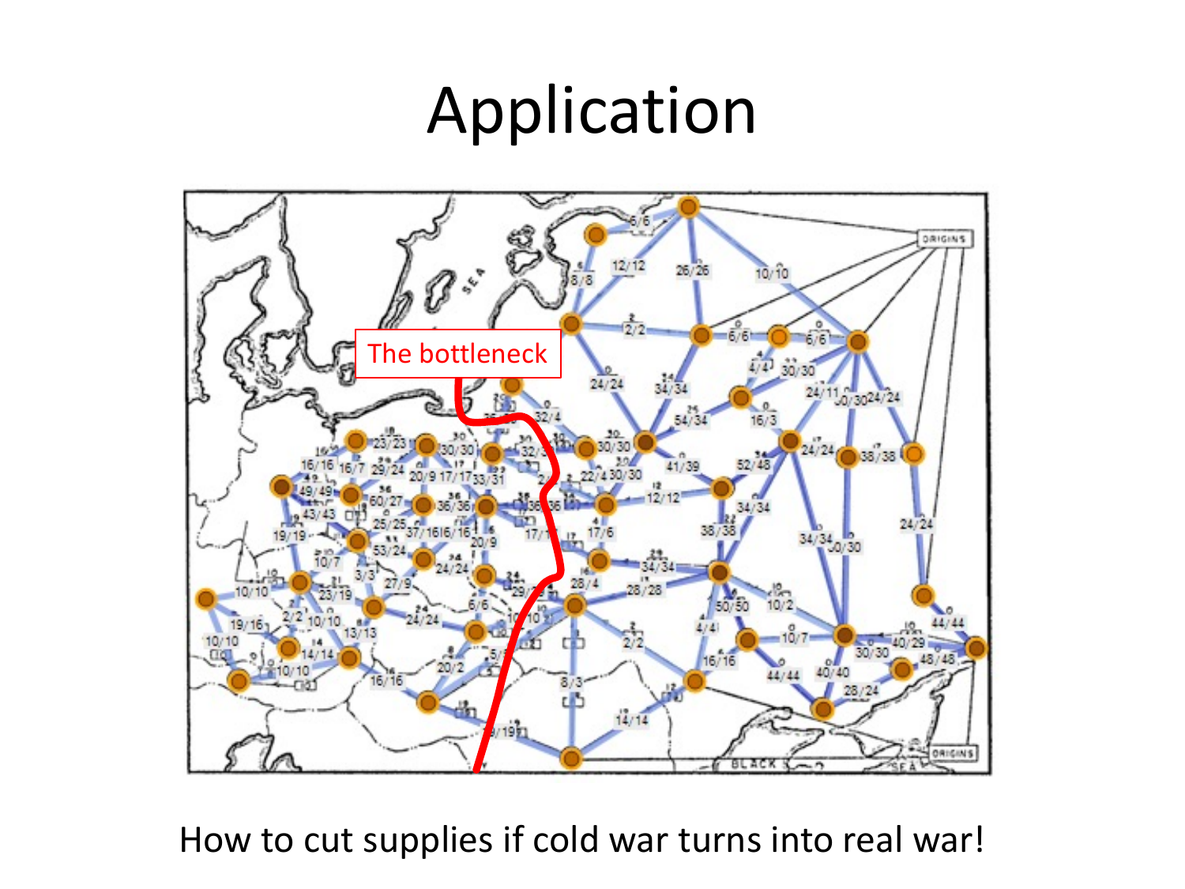# Application

The bottleneck

How to cut supplies if cold war turns into real war!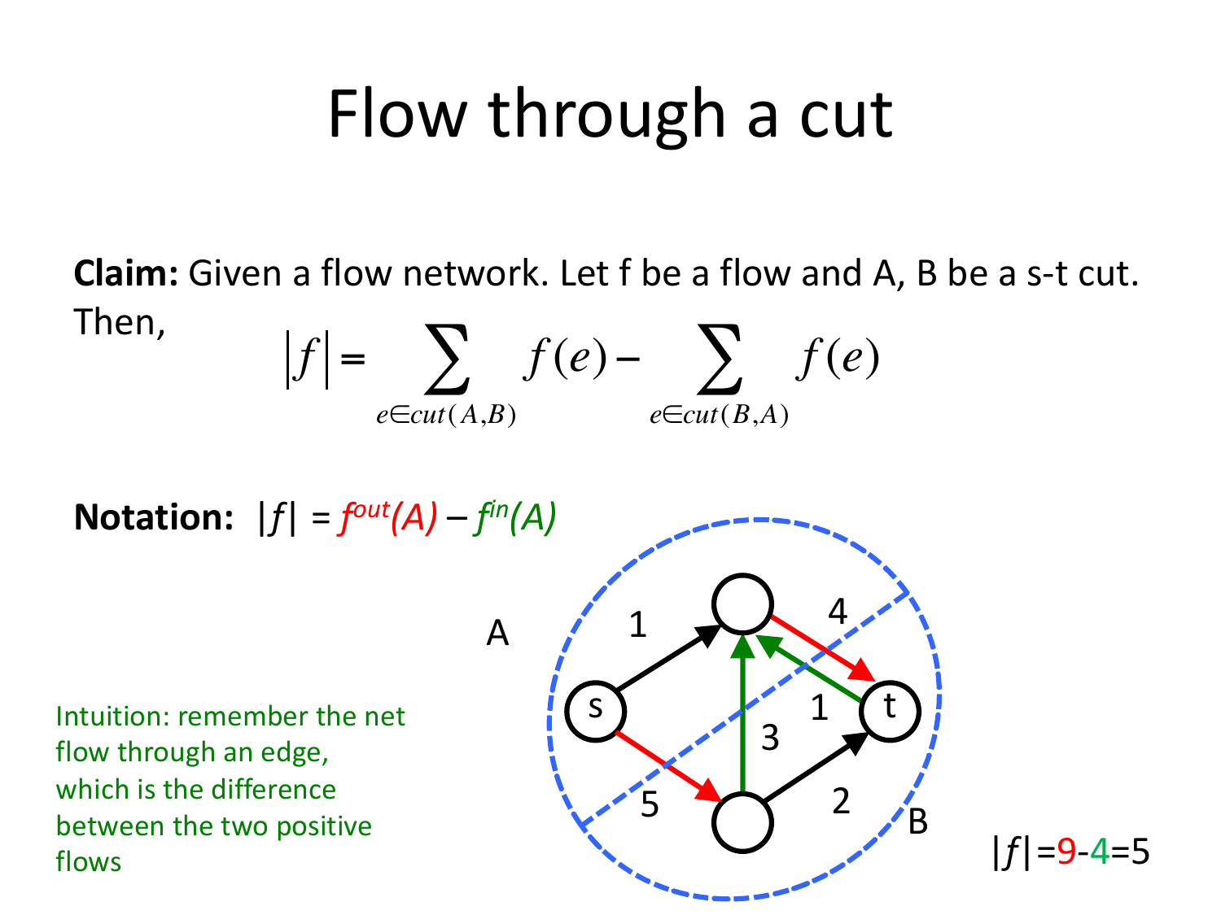# Flow through a cut

**Claim:** Given a flow network. Let f be a flow and A, B be a s-t cut. Then,

$$|f| = \sum_{e \in cut(A,B)} f(e) - \sum_{e \in cut(B,A)} f(e)$$

**Notation:** $|f| = f^{out}(A) - f^{in}(A)$

A

B

$|f|$=9-4=5

Intuition: remember the net flow through an edge, which is the difference between the two positive flows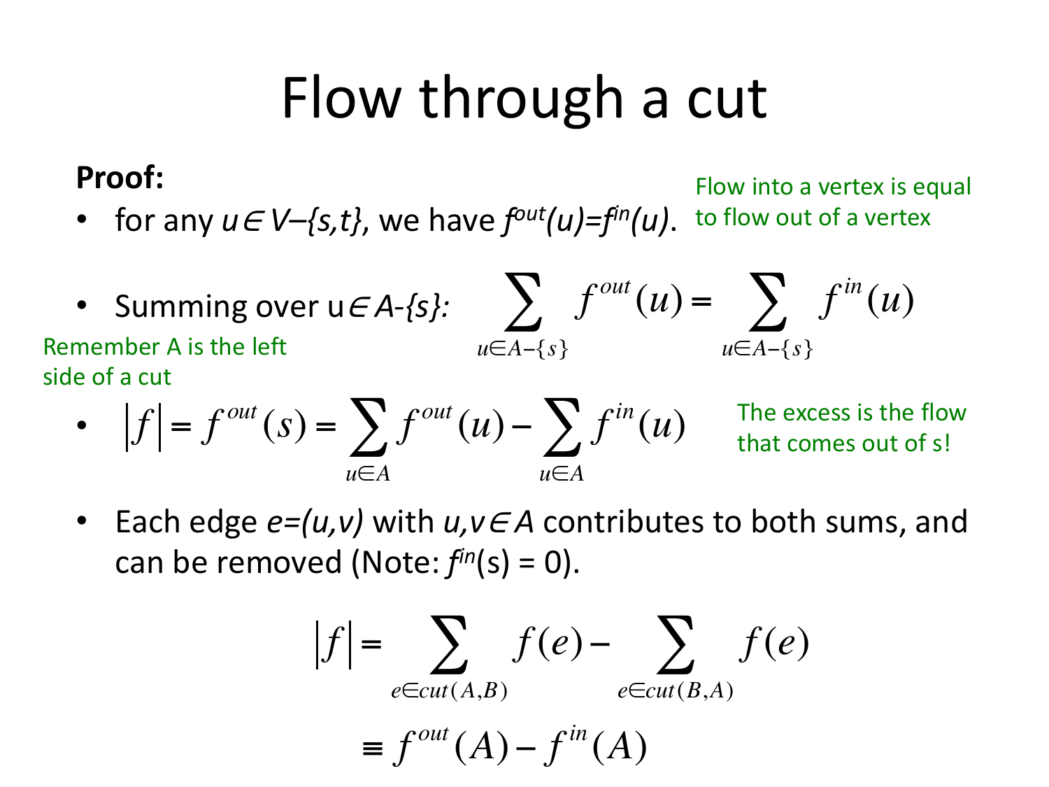# Flow through a cut

**Proof:**

- for any $u \in V-\{s,t\}$, we have $f^{out}(u)=f^{in}(u)$.

Flow into a vertex is equal to flow out of a vertex

- Summing over $u \in A-\{s\}$: $$\sum_{u \in A-\{s\}} f^{out}(u) = \sum_{u \in A-\{s\}} f^{in}(u)$$

Remember A is the left side of a cut

- $$|f| = f^{out}(s) = \sum_{u \in A} f^{out}(u) - \sum_{u \in A} f^{in}(u)$$

The excess is the flow that comes out of s!

- Each edge $e=(u,v)$ with $u,v \in A$ contributes to both sums, and can be removed (Note: $f^{in}(s) = 0$).

$$|f| = \sum_{e \in cut(A,B)} f(e) - \sum_{e \in cut(B,A)} f(e)$$

$$\equiv f^{out}(A) - f^{in}(A)$$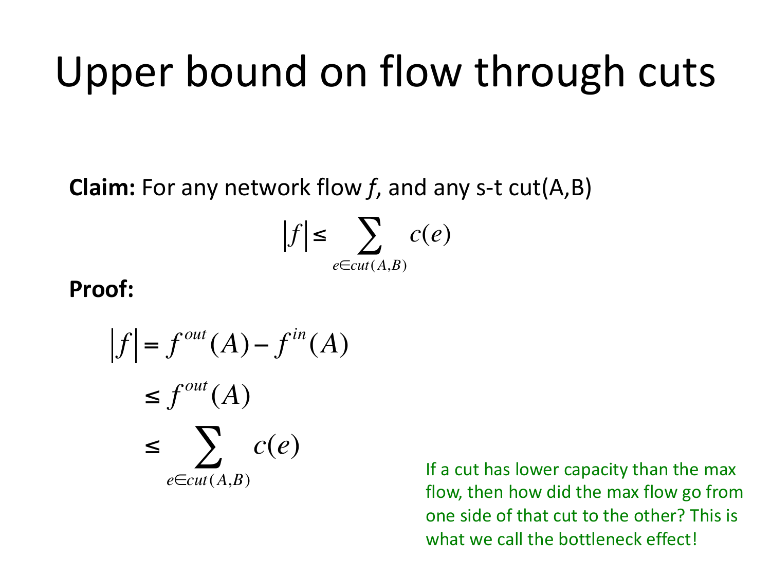# Upper bound on flow through cuts

**Claim:** For any network flow *f*, and any s-t cut(A,B)

$$|f| \leq \sum_{e \in cut(A,B)} c(e)$$

**Proof:**

$$
\begin{aligned}
|f| &= f^{out}(A) - f^{in}(A) \\
&\leq f^{out}(A) \\
&\leq \sum_{e \in cut(A,B)} c(e)
\end{aligned}
$$

If a cut has lower capacity than the max flow, then how did the max flow go from one side of that cut to the other? This is what we call the bottleneck effect!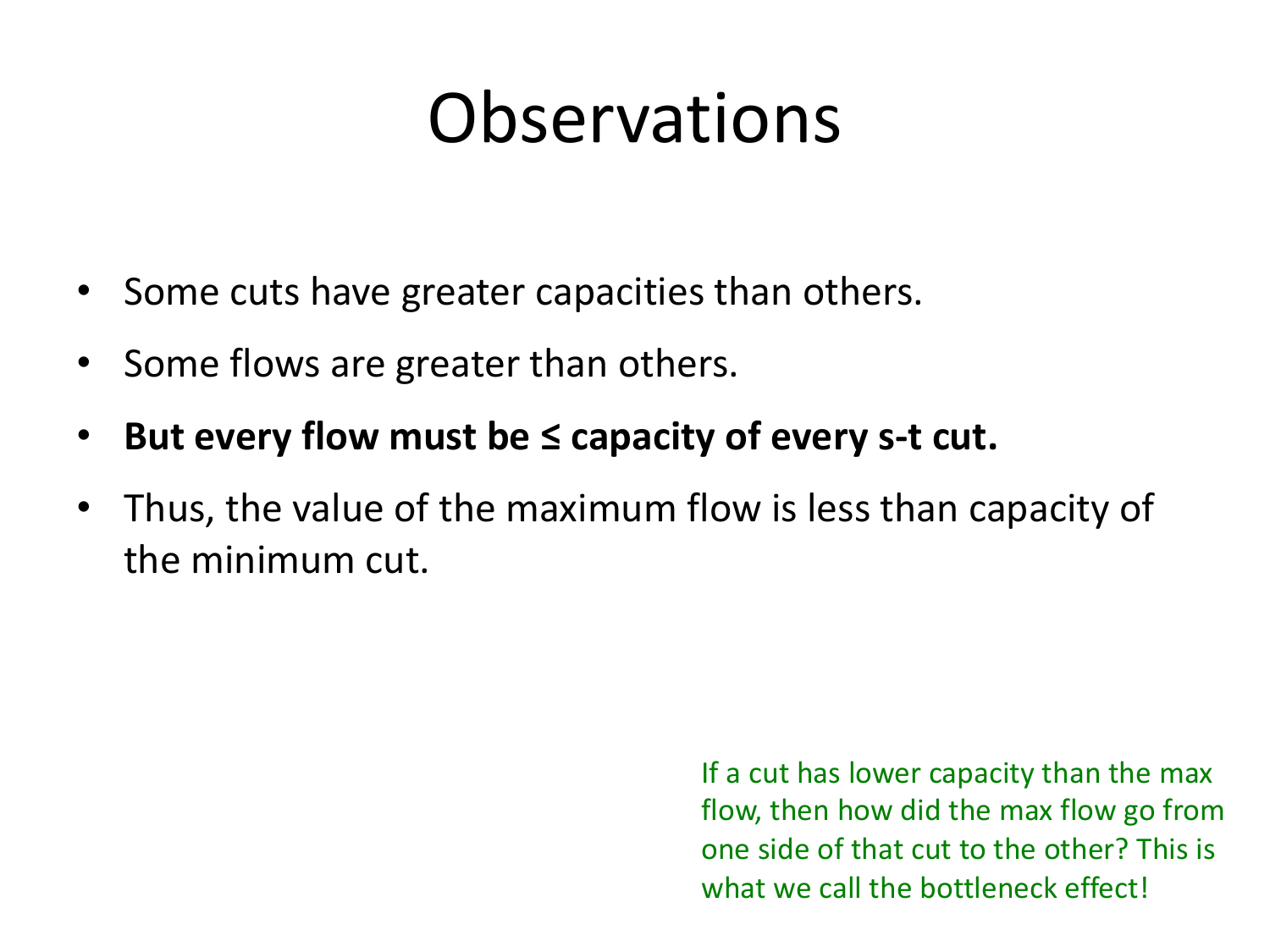# Observations

- Some cuts have greater capacities than others.
- Some flows are greater than others.
- **But every flow must be ≤ capacity of every s-t cut.**
- Thus, the value of the maximum flow is less than capacity of the minimum cut.

If a cut has lower capacity than the max flow, then how did the max flow go from one side of that cut to the other? This is what we call the bottleneck effect!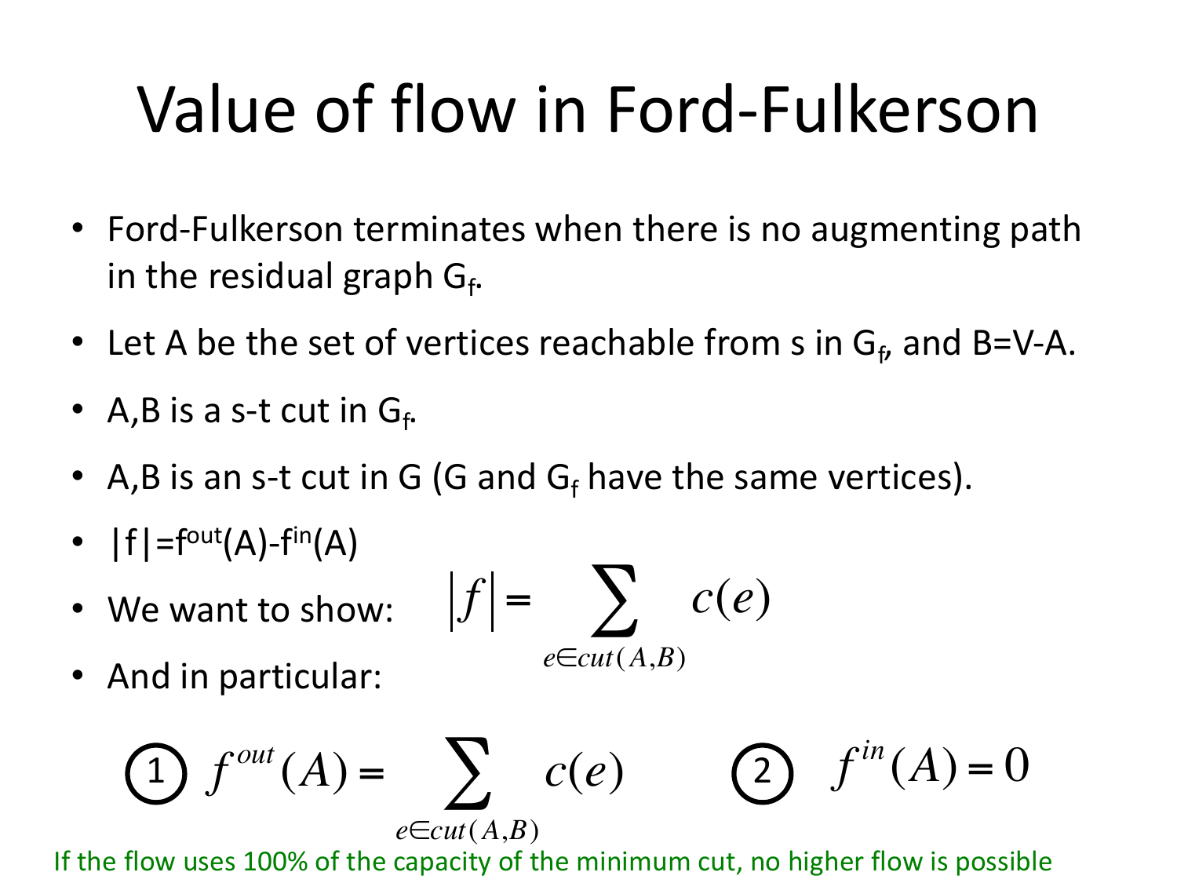# Value of flow in Ford-Fulkerson

- Ford-Fulkerson terminates when there is no augmenting path in the residual graph $G_f$.
- Let A be the set of vertices reachable from s in $G_f$, and B=V-A.
- A,B is a s-t cut in $G_f$.
- A,B is an s-t cut in G (G and $G_f$ have the same vertices).
- $|f|=f^{out}(A)-f^{in}(A)$
- We want to show: $$|f| = \sum_{e \in cut(A,B)} c(e)$$
- And in particular:

$$\text{(1)} \quad f^{out}(A) = \sum_{e \in cut(A,B)} c(e) \qquad \text{(2)} \quad f^{in}(A) = 0$$

If the flow uses 100% of the capacity of the minimum cut, no higher flow is possible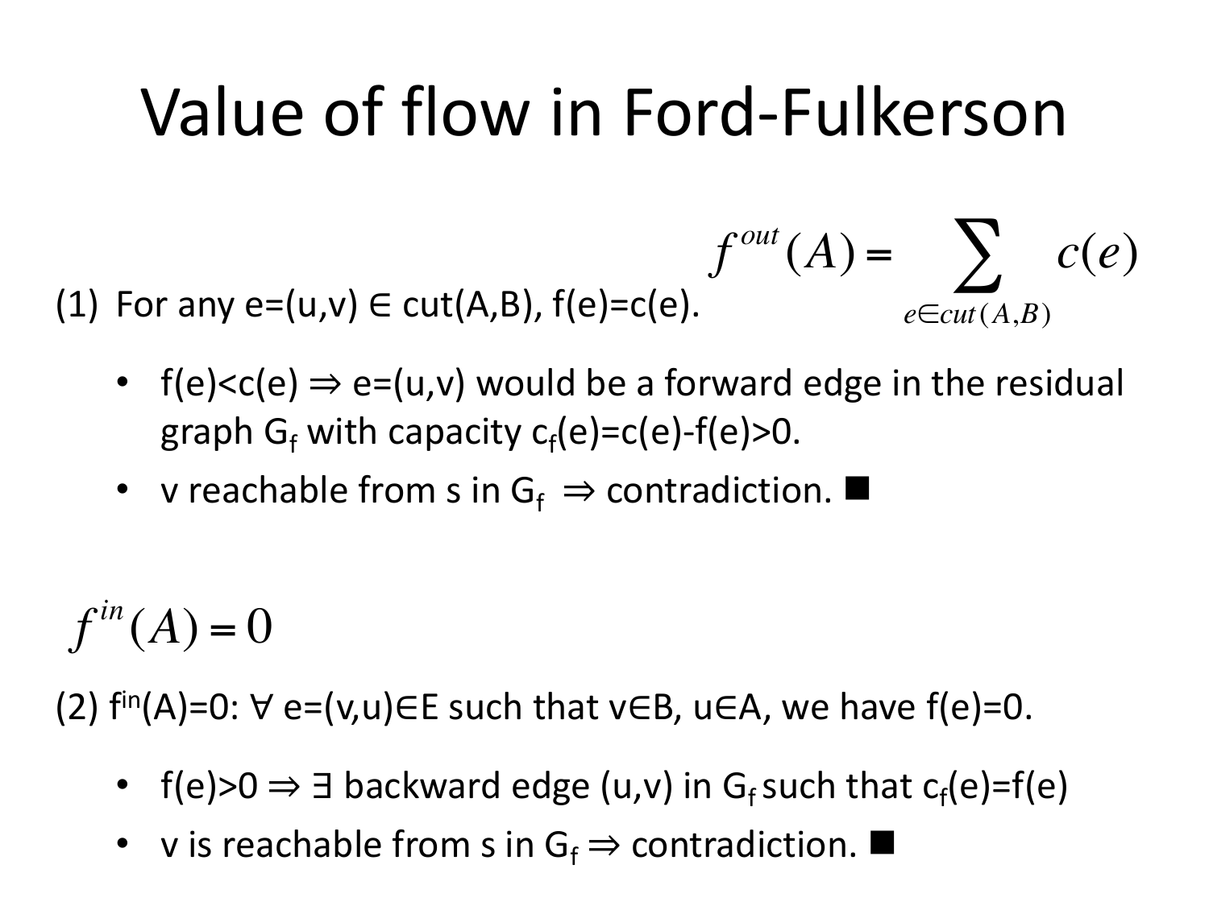# Value of flow in Ford-Fulkerson

$$f^{out}(A) = \sum_{e \in cut(A,B)} c(e)$$

(1) For any $e=(u,v) \in cut(A,B)$, $f(e)=c(e)$.

- $f(e)<c(e) \Rightarrow e=(u,v)$ would be a forward edge in the residual graph $G_f$ with capacity $c_f(e)=c(e)-f(e)>0$.
- $v$ reachable from $s$ in $G_f \Rightarrow$ contradiction. ■

$$f^{in}(A) = 0$$

(2) $f^{in}(A)=0$: $\forall$ $e=(v,u) \in E$ such that $v \in B$, $u \in A$, we have $f(e)=0$.

- $f(e)>0 \Rightarrow \exists$ backward edge $(u,v)$ in $G_f$ such that $c_f(e)=f(e)$
- $v$ is reachable from $s$ in $G_f \Rightarrow$ contradiction. ■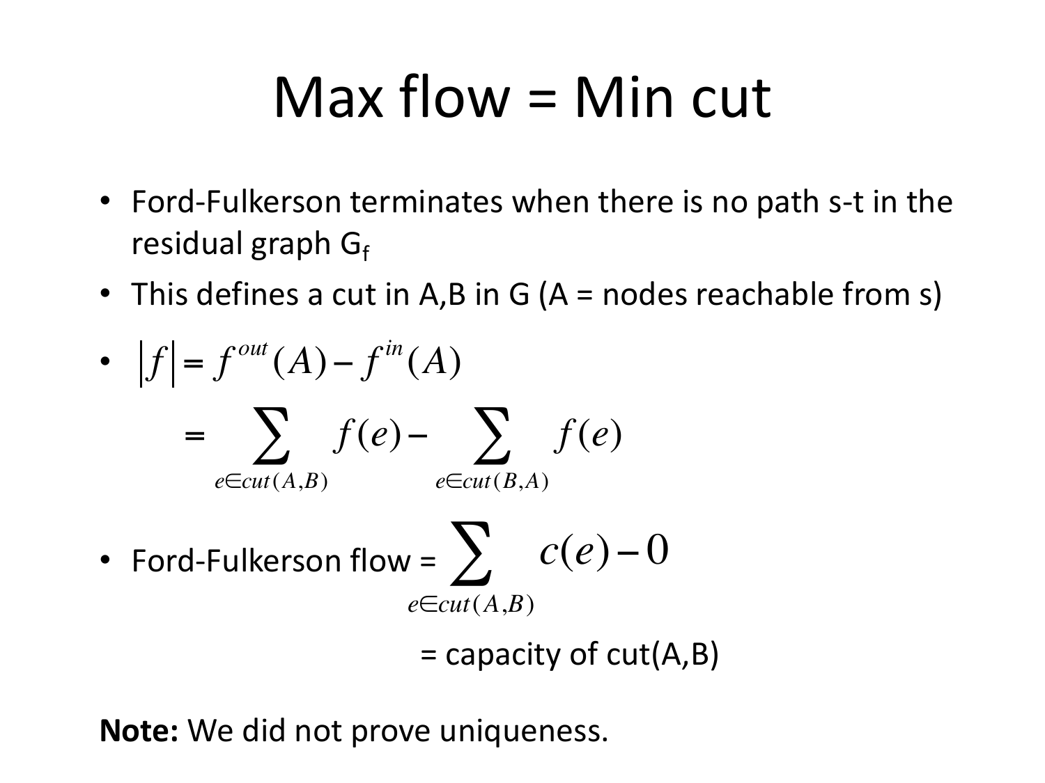# Max flow = Min cut

- Ford-Fulkerson terminates when there is no path s-t in the residual graph $G_f$
- This defines a cut in A,B in G (A = nodes reachable from s)
- $|f| = f^{out}(A) - f^{in}(A)$

  $$= \sum_{e \in cut(A,B)} f(e) - \sum_{e \in cut(B,A)} f(e)$$

- Ford-Fulkerson flow = $\sum_{e \in cut(A,B)} c(e) - 0$

  = capacity of cut(A,B)

**Note:** We did not prove uniqueness.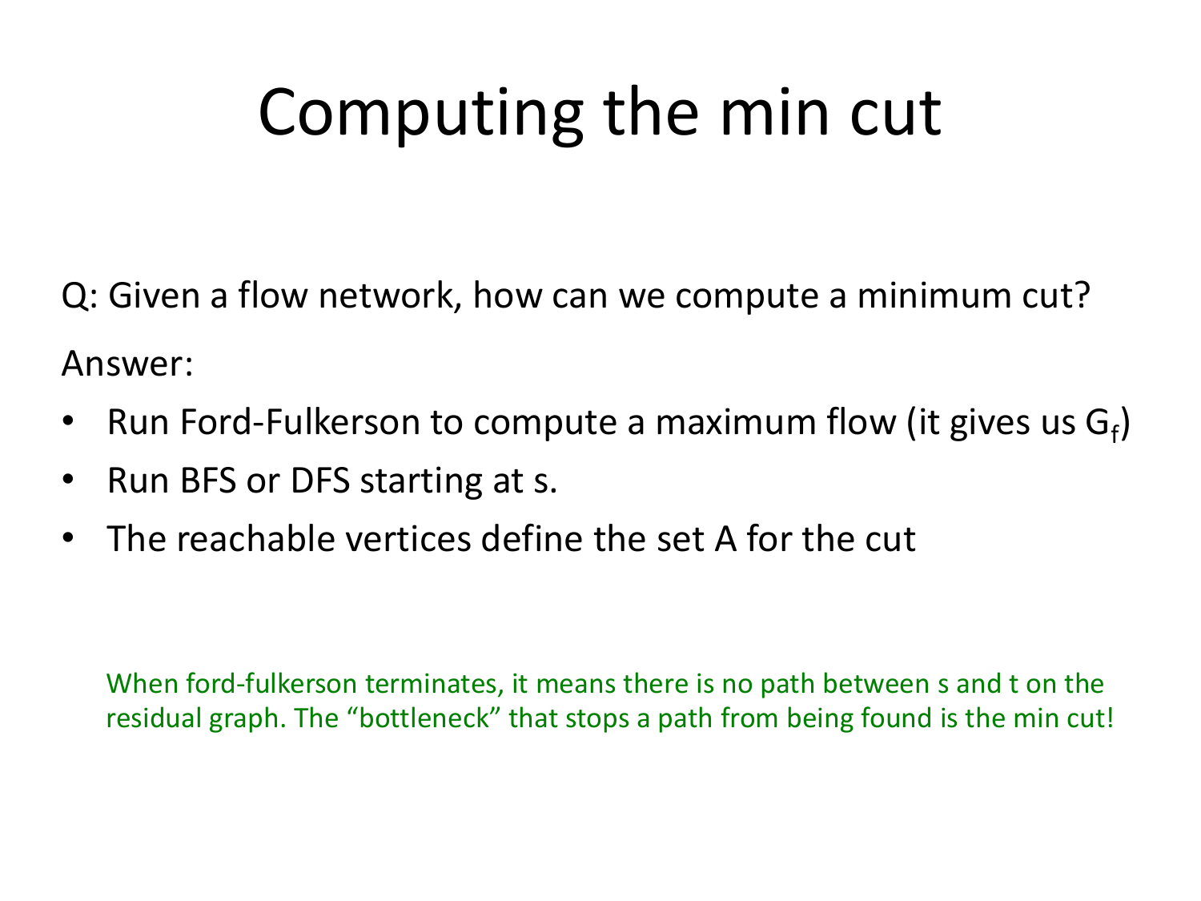# Computing the min cut

Q: Given a flow network, how can we compute a minimum cut?

Answer:

- Run Ford-Fulkerson to compute a maximum flow (it gives us $G_f$)
- Run BFS or DFS starting at s.
- The reachable vertices define the set A for the cut

When ford-fulkerson terminates, it means there is no path between s and t on the residual graph. The "bottleneck" that stops a path from being found is the min cut!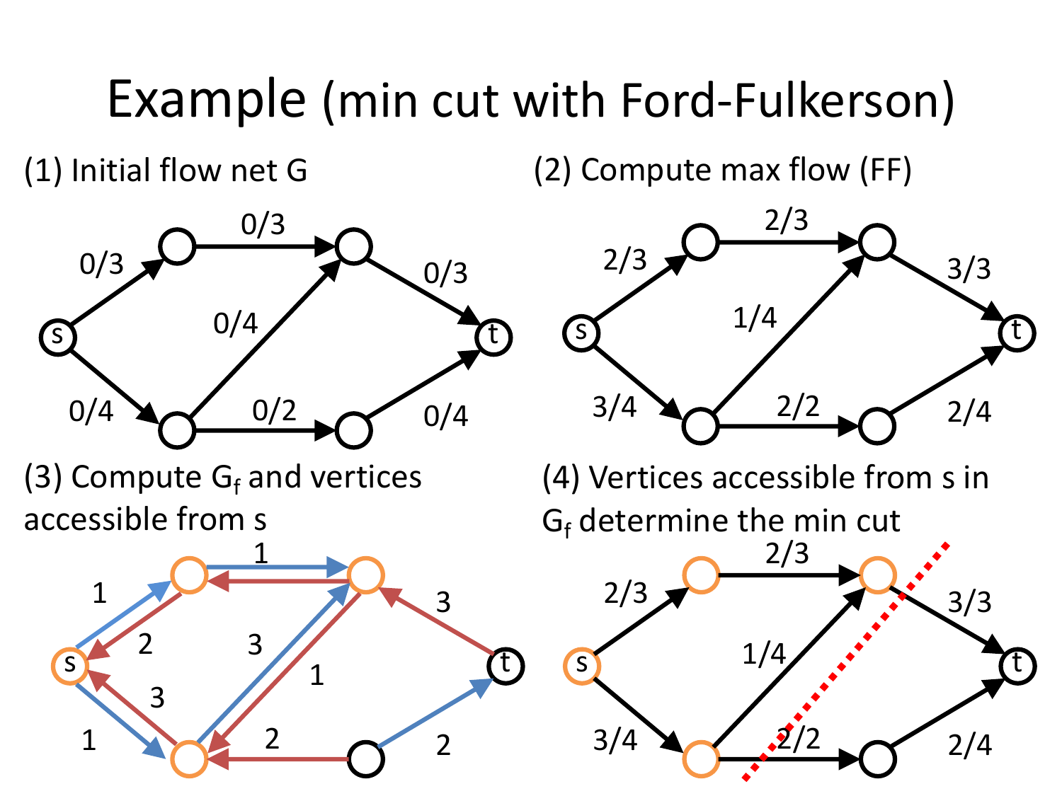# Example (min cut with Ford-Fulkerson)

(1) Initial flow net G

(2) Compute max flow (FF)

(3) Compute $G_f$ and vertices accessible from s

(4) Vertices accessible from s in $G_f$ determine the min cut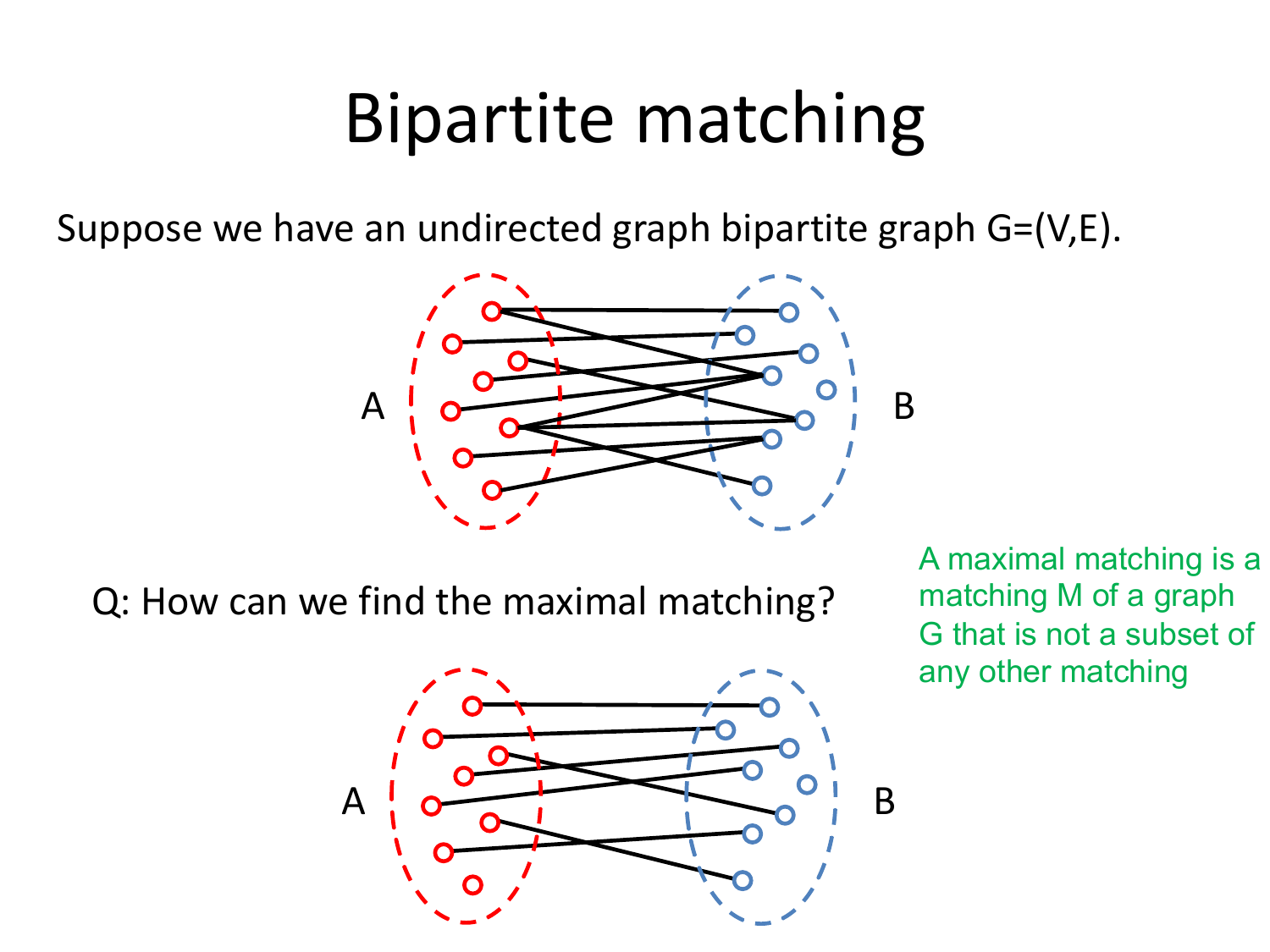# Bipartite matching

Suppose we have an undirected graph bipartite graph G=(V,E).

Q: How can we find the maximal matching?

A maximal matching is a matching M of a graph G that is not a subset of any other matching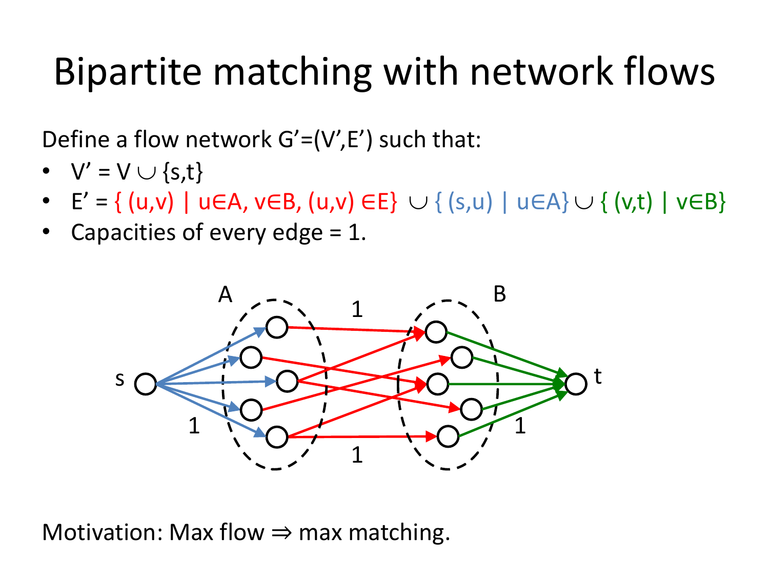# Bipartite matching with network flows

Define a flow network $G'=(V',E')$ such that:

- $V' = V \cup \{s,t\}$
- $E' = \{ (u,v) \mid u \in A, v \in B, (u,v) \in E\} \cup \{ (s,u) \mid u \in A\} \cup \{ (v,t) \mid v \in B\}$
- Capacities of every edge = 1.

Motivation: Max flow ⇒ max matching.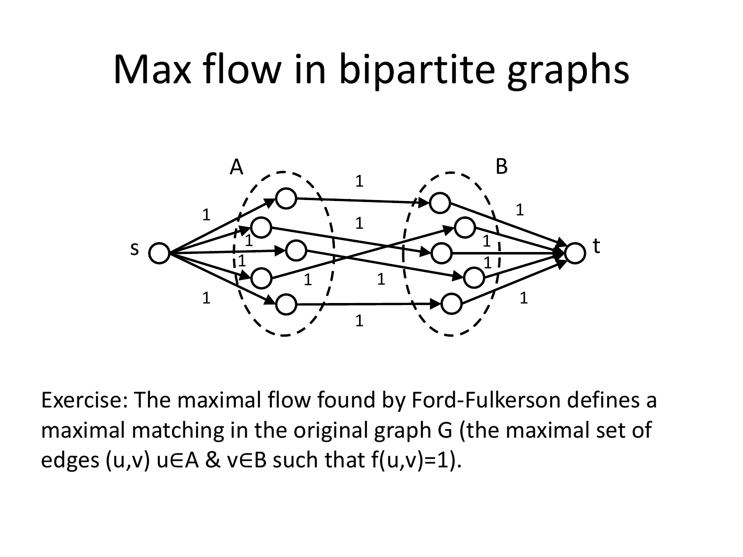# Max flow in bipartite graphs

Exercise: The maximal flow found by Ford-Fulkerson defines a maximal matching in the original graph G (the maximal set of edges (u,v) u∈A & v∈B such that f(u,v)=1).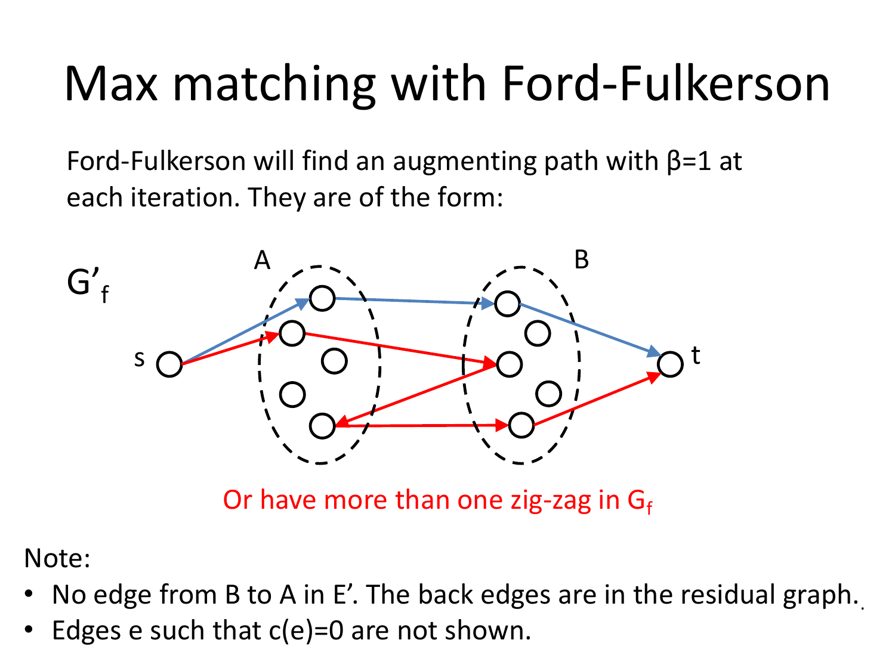# Max matching with Ford-Fulkerson

Ford-Fulkerson will find an augmenting path with $\beta=1$ at each iteration. They are of the form:

$G'_f$

Or have more than one zig-zag in $G_f$

Note:

- No edge from B to A in E'. The back edges are in the residual graph.
- Edges e such that c(e)=0 are not shown.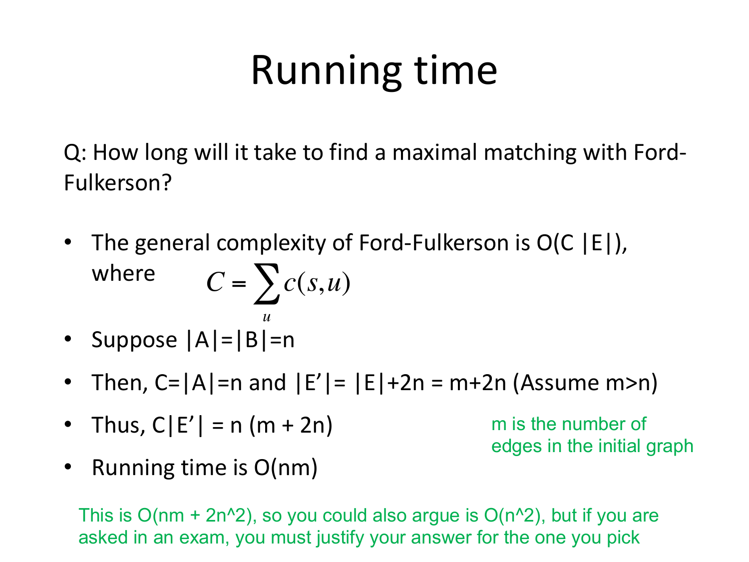# Running time

Q: How long will it take to find a maximal matching with Ford-Fulkerson?

- The general complexity of Ford-Fulkerson is O(C |E|), where $C = \sum_u c(s,u)$
- Suppose |A|=|B|=n
- Then, C=|A|=n and |E'|= |E|+2n = m+2n (Assume m>n)
- Thus, C|E'| = n (m + 2n)
- Running time is O(nm)

m is the number of edges in the initial graph

This is O(nm + 2n^2), so you could also argue is O(n^2), but if you are asked in an exam, you must justify your answer for the one you pick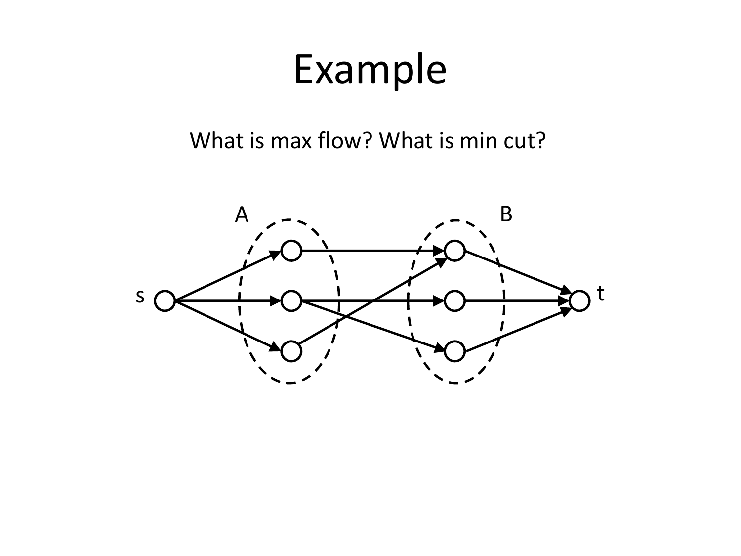# Example

What is max flow? What is min cut?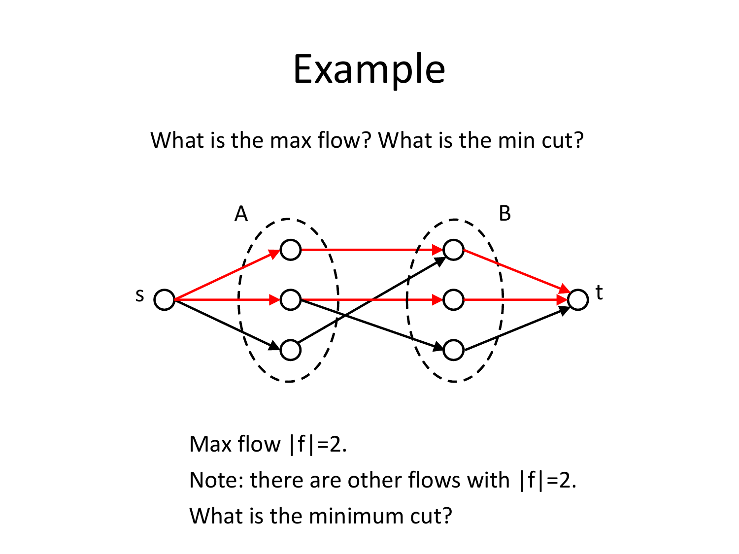# Example

What is the max flow? What is the min cut?

Max flow $|f|=2$.

Note: there are other flows with $|f|=2$.

What is the minimum cut?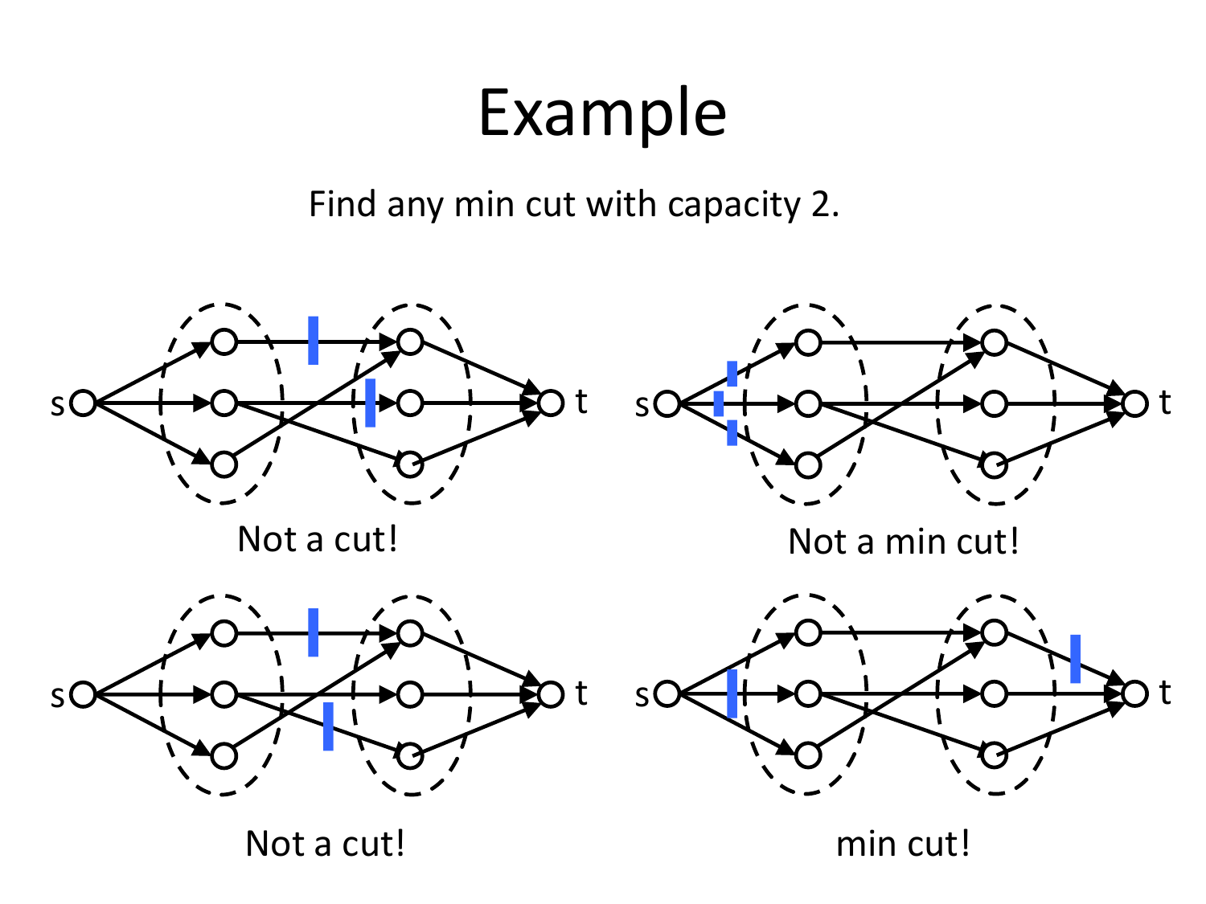# Example

Find any min cut with capacity 2.

Not a cut!

Not a min cut!

Not a cut!

min cut!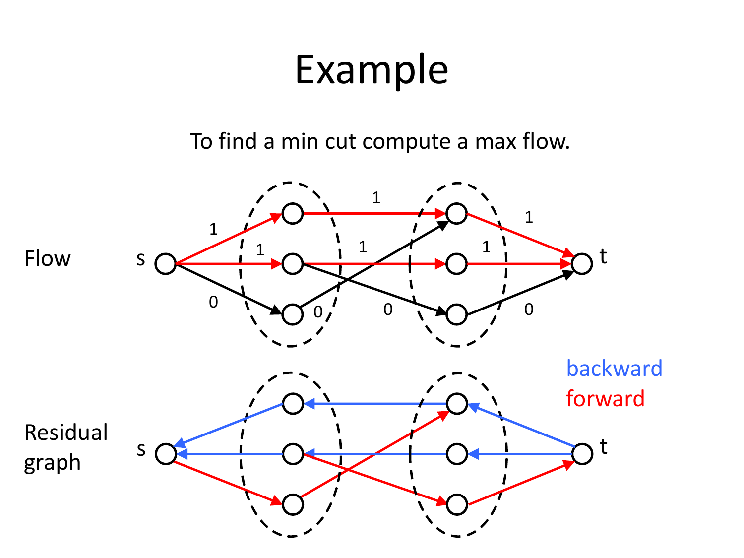# Example

To find a min cut compute a max flow.

Flow

Residual graph

backward

forward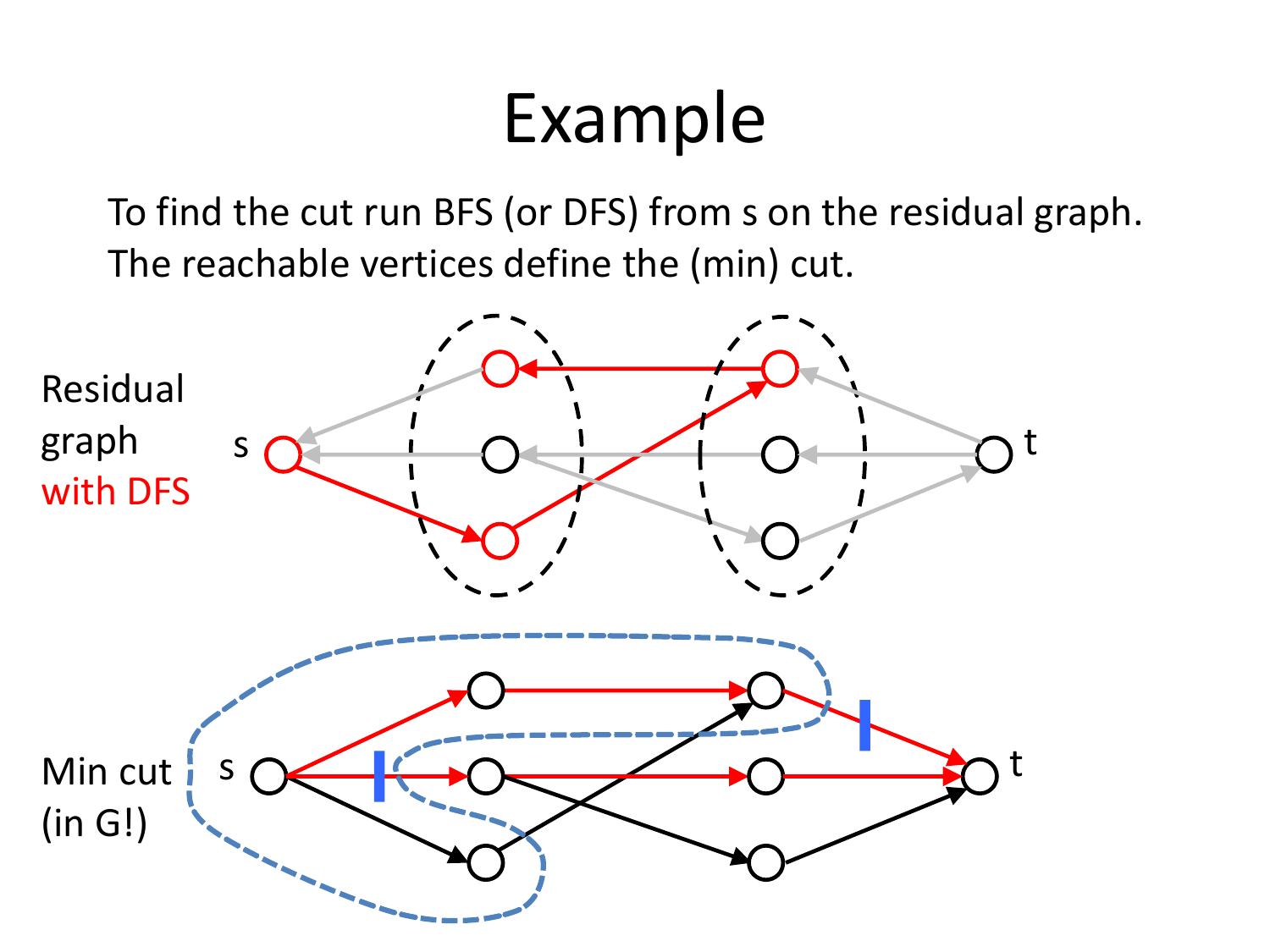# Example

To find the cut run BFS (or DFS) from s on the residual graph.
The reachable vertices define the (min) cut.

Residual graph with DFS

Min cut (in G!)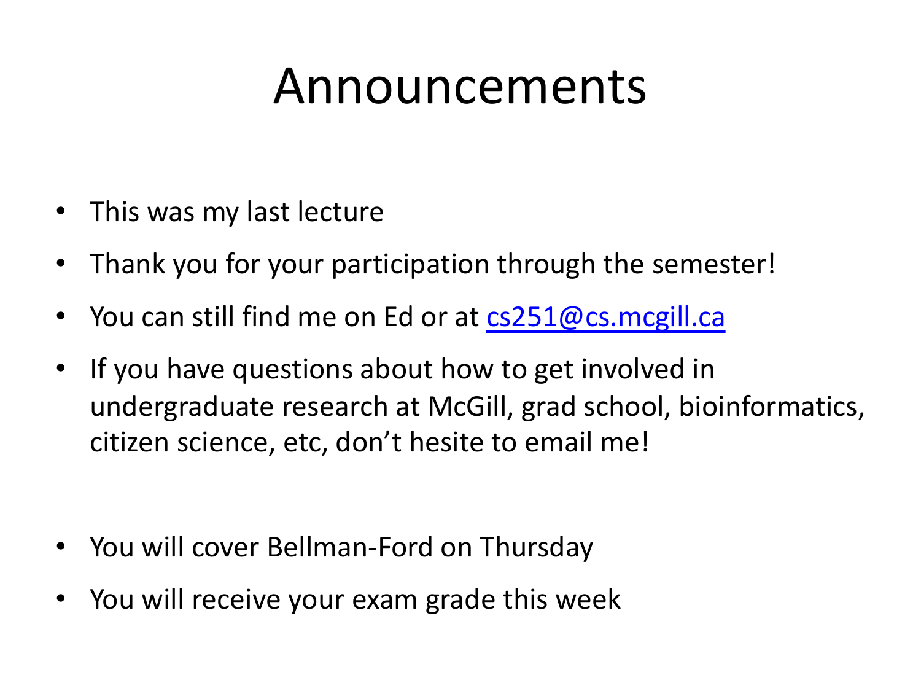# Announcements

- This was my last lecture
- Thank you for your participation through the semester!
- You can still find me on Ed or at cs251@cs.mcgill.ca
- If you have questions about how to get involved in undergraduate research at McGill, grad school, bioinformatics, citizen science, etc, don't hesite to email me!

- You will cover Bellman-Ford on Thursday
- You will receive your exam grade this week